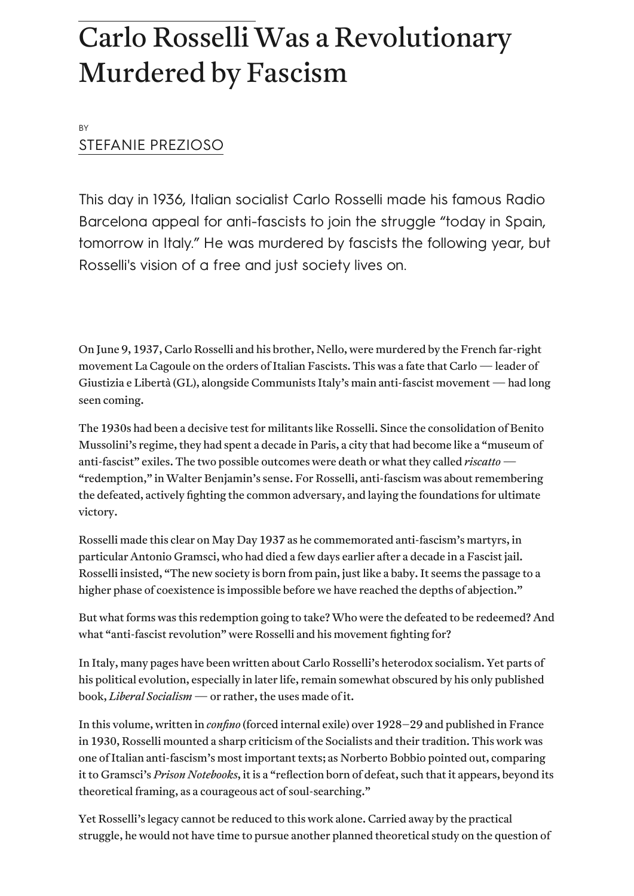# Carlo Rosselli Was a Revolutionary Murdered by Fascism

BY

STEFANIE PREZIOSO

This day in 1936, Italian socialist Carlo Rosselli made his famous Radio Barcelona appeal for anti-fascists to join the struggle "today in Spain, tomorrow in Italy." He was murdered by fascists the following year, but Rosselli's vision of a free and just society lives on.

On June 9, 1937, Carlo Rosselli and his brother, Nello, were murdered by the French far-right movement La Cagoule on the orders of Italian Fascists. This was a fate that Carlo — leader of Giustizia e Libertà (GL), alongside Communists Italy's main anti-fascist movement — had long seen coming.

The 1930s had been a decisive test for militants like Rosselli. Since the consolidation of Benito Mussolini's regime, they had spent a decade in Paris, a city that had become like a "museum of anti-fascist" exiles. The two possible outcomes were death or what they called *riscatto* — "redemption," in Walter Benjamin's sense. For Rosselli, anti-fascism was about remembering the defeated, actively fighting the common adversary, and laying the foundations for ultimate victory.

Rosselli made this clear on May Day 1937 as he commemorated anti-fascism's martyrs, in particular Antonio Gramsci, who had died a few days earlier after a decade in a Fascist jail. Rosselli insisted, "The new society is born from pain, just like a baby. It seems the passage to a higher phase of coexistence is impossible before we have reached the depths of abjection."

But what forms was this redemption going to take? Who were the defeated to be redeemed? And what "anti-fascist revolution" were Rosselli and his movement fighting for?

In Italy, many pages have been written about Carlo Rosselli's heterodox socialism. Yet parts of his political evolution, especially in later life, remain somewhat obscured by his only published book, *Liberal Socialism* — or rather, the uses made of it.

In this volume, written in *confino* (forced internal exile) over 1928–29 and published in France in 1930, Rosselli mounted a sharp criticism of the Socialists and their tradition. This work was one of Italian anti-fascism's most important texts; as Norberto Bobbio pointed out, comparing it to Gramsci's *Prison Notebooks*, it is a "reflection born of defeat, such that it appears, beyond its theoretical framing, as a courageous act of soul-searching."

Yet Rosselli's legacy cannot be reduced to this work alone. Carried away by the practical struggle, he would not have time to pursue another planned theoretical study on the question of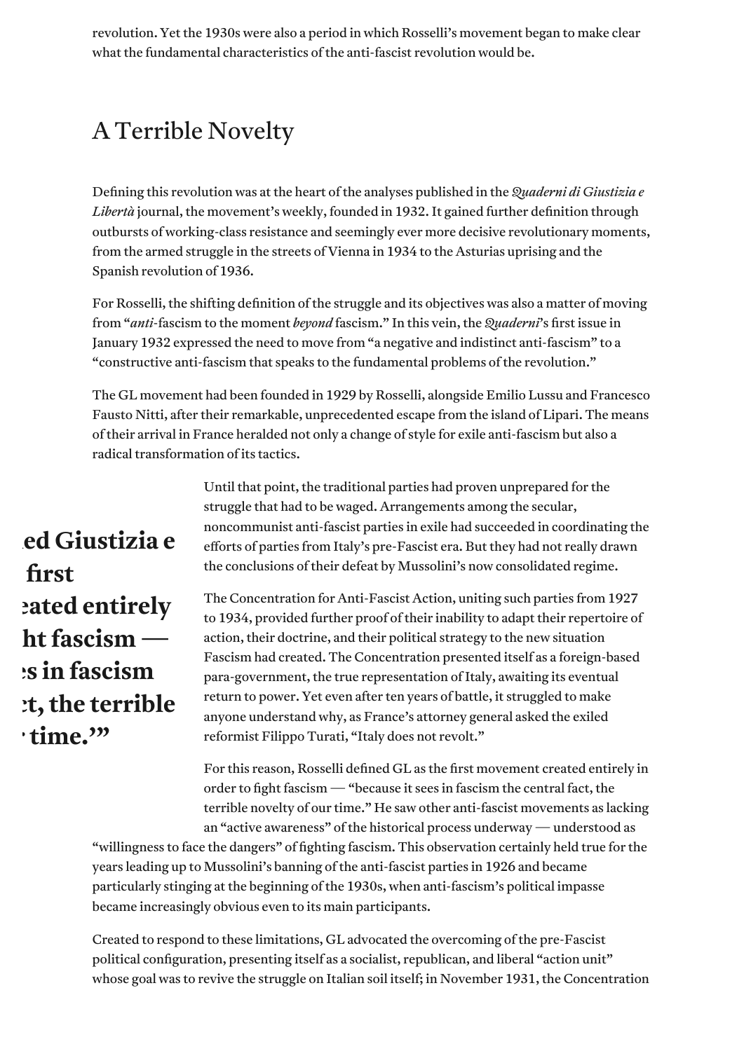revolution. Yet the 1930s were also a period in which Rosselli's movement began to make clear what the fundamental characteristics of the anti-fascist revolution would be.

## A Terrible Novelty

Defining this revolution was at the heart of the analyses published in the *Quaderni di Giustizia e Libertà* journal, the movement's weekly, founded in 1932. It gained further definition through outbursts of working-class resistance and seemingly ever more decisive revolutionary moments, from the armed struggle in the streets of Vienna in 1934 to the Asturias uprising and the Spanish revolution of 1936.

For Rosselli, the shifting definition of the struggle and its objectives was also a matter of moving from "*anti*-fascism to the moment *beyond* fascism." In this vein, the *Quaderni*'s first issue in January 1932 expressed the need to move from "a negative and indistinct anti-fascism" to a "constructive anti-fascism that speaks to the fundamental problems of the revolution."

The GL movement had been founded in 1929 by Rosselli, alongside Emilio Lussu and Francesco Fausto Nitti, after their remarkable, unprecedented escape from the island of Lipari. The means of their arrival in France heralded not only a change of style for exile anti-fascism but also a radical transformation of its tactics.

Until that point, the traditional parties had proven unprepared for the struggle that had to be waged. Arrangements among the secular, noncommunist anti-fascist parties in exile had succeeded in coordinating the efforts of parties from Italy's pre-Fascist era. But they had not really drawn the conclusions of their defeat by Mussolini's now consolidated regime.

The Concentration for Anti-Fascist Action, uniting such parties from 1927 to 1934, provided further proof of their inability to adapt their repertoire of action, their doctrine, and their political strategy to the new situation Fascism had created. The Concentration presented itself as a foreign-based para-government, the true representation of Italy, awaiting its eventual return to power. Yet even after ten years of battle, it struggled to make anyone understand why, as France's attorney general asked the exiled reformist Filippo Turati, "Italy does not revolt."

For this reason, Rosselli defined GL as the first movement created entirely in order to fight fascism — "because it sees in fascism the central fact, the terrible novelty of our time." He saw other anti-fascist movements as lacking an "active awareness" of the historical process underway — understood as "willingness to face the dangers" of fighting fascism. This observation certainly held true for the years leading up to Mussolini's banning of the anti-fascist parties in 1926 and became particularly stinging at the beginning of the 1930s, when anti-fascism's political impasse became increasingly obvious even to its main participants.

Created to respond to these limitations, GL advocated the overcoming of the pre-Fascist political configuration, presenting itself as a socialist, republican, and liberal "action unit" whose goal was to revive the struggle on Italian soil itself; in November 1931, the Concentration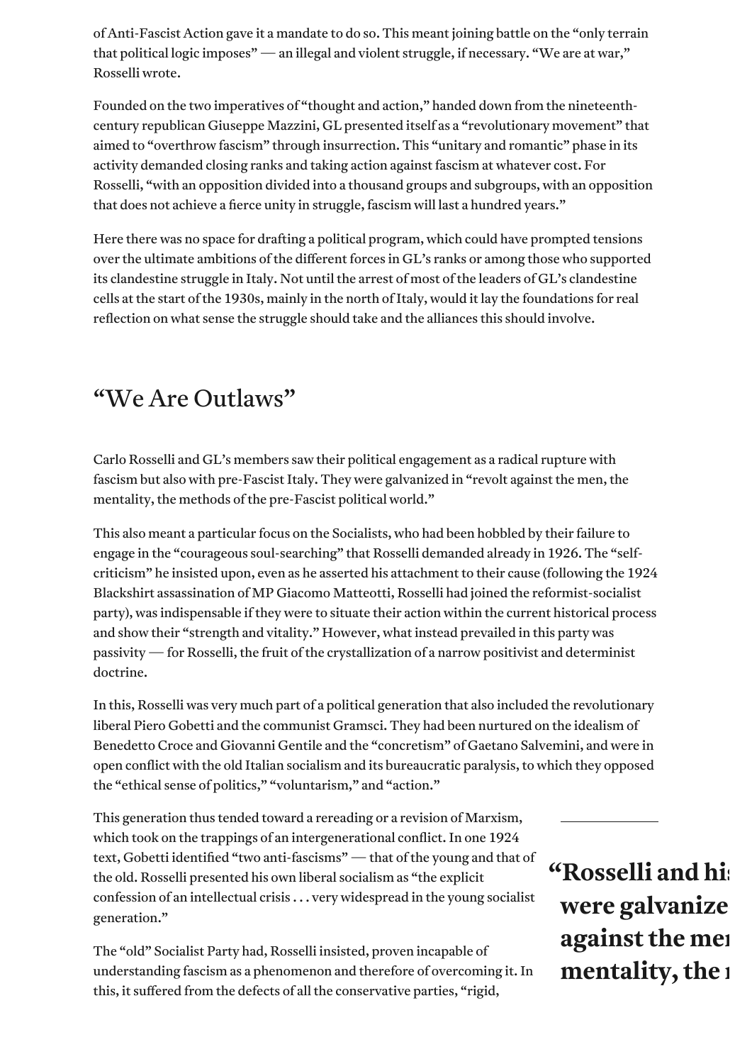of Anti-Fascist Action gave it a mandate to do so. This meant joining battle on the "only terrain that political logic imposes" — an illegal and violent struggle, if necessary. "We are at war," Rosselli wrote.

Founded on the two imperatives of "thought and action," handed down from the nineteenth-century republican Giuseppe Mazzini, GL presented itself as a "revolutionary movement" that aimed to "overthrow fascism" through insurrection. This "unitary and romantic" phase in its activity demanded closing ranks and taking action against fascism at whatever cost. For Rosselli, "with an opposition divided into a thousand groups and subgroups, with an opposition that does not achieve a fierce unity in struggle, fascism will last a hundred years."

Here there was no space for drafting a political program, which could have prompted tensions over the ultimate ambitions of the different forces in GL's ranks or among those who supported its clandestine struggle in Italy. Not until the arrest of most of the leaders of GL's clandestine cells at the start of the 1930s, mainly in the north of Italy, would it lay the foundations for real reflection on what sense the struggle should take and the alliances this should involve.

## "We Are Outlaws"

Carlo Rosselli and GL's members saw their political engagement as a radical rupture with fascism but also with pre-Fascist Italy. They were galvanized in "revolt against the men, the mentality, the methods of the pre-Fascist political world."

This also meant a particular focus on the Socialists, who had been hobbled by their failure to engage in the "courageous soul-searching" that Rosselli demanded already in 1926. The "self-criticism" he insisted upon, even as he asserted his attachment to their cause (following the 1924 Blackshirt assassination of MP Giacomo Matteotti, Rosselli had joined the reformist-socialist party), was indispensable if they were to situate their action within the current historical process and show their "strength and vitality." However, what instead prevailed in this party was passivity — for Rosselli, the fruit of the crystallization of a narrow positivist and determinist doctrine.

In this, Rosselli was very much part of a political generation that also included the revolutionary liberal Piero Gobetti and the communist Gramsci. They had been nurtured on the idealism of Benedetto Croce and Giovanni Gentile and the "concretism" of Gaetano Salvemini, and were in open conflict with the old Italian socialism and its bureaucratic paralysis, to which they opposed the "ethical sense of politics," "voluntarism," and "action."

This generation thus tended toward a rereading or a revision of Marxism, which took on the trappings of an intergenerational conflict. In one 1924 text, Gobetti identified "two anti-fascisms" — that of the young and that of the old. Rosselli presented his own liberal socialism as "the explicit confession of an intellectual crisis . . . very widespread in the young socialist generation."

The "old" Socialist Party had, Rosselli insisted, proven incapable of understanding fascism as a phenomenon and therefore of overcoming it. In this, it suffered from the defects of all the conservative parties, "rigid,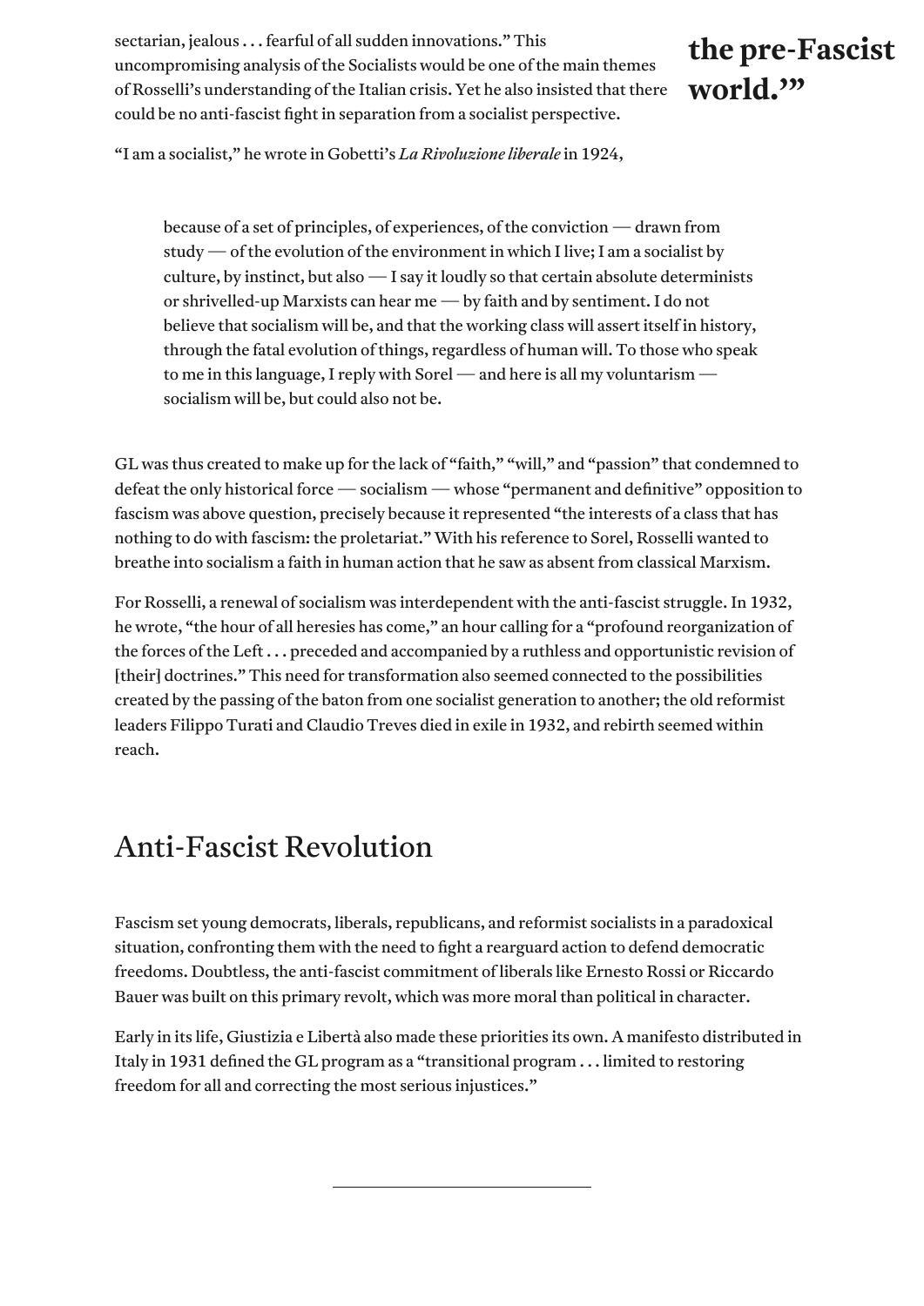sectarian, jealous . . . fearful of all sudden innovations." This uncompromising analysis of the Socialists would be one of the main themes of Rosselli's understanding of the Italian crisis. Yet he also insisted that there could be no anti-fascist fight in separation from a socialist perspective.

**the pre-Fascist world.'"**

"I am a socialist," he wrote in Gobetti's *La Rivoluzione liberale* in 1924,

> because of a set of principles, of experiences, of the conviction — drawn from study — of the evolution of the environment in which I live; I am a socialist by culture, by instinct, but also — I say it loudly so that certain absolute determinists or shrivelled-up Marxists can hear me — by faith and by sentiment. I do not believe that socialism will be, and that the working class will assert itself in history, through the fatal evolution of things, regardless of human will. To those who speak to me in this language, I reply with Sorel — and here is all my voluntarism — socialism will be, but could also not be.

GL was thus created to make up for the lack of "faith," "will," and "passion" that condemned to defeat the only historical force — socialism — whose "permanent and definitive" opposition to fascism was above question, precisely because it represented "the interests of a class that has nothing to do with fascism: the proletariat." With his reference to Sorel, Rosselli wanted to breathe into socialism a faith in human action that he saw as absent from classical Marxism.

For Rosselli, a renewal of socialism was interdependent with the anti-fascist struggle. In 1932, he wrote, "the hour of all heresies has come," an hour calling for a "profound reorganization of the forces of the Left . . . preceded and accompanied by a ruthless and opportunistic revision of [their] doctrines." This need for transformation also seemed connected to the possibilities created by the passing of the baton from one socialist generation to another; the old reformist leaders Filippo Turati and Claudio Treves died in exile in 1932, and rebirth seemed within reach.

## Anti-Fascist Revolution

Fascism set young democrats, liberals, republicans, and reformist socialists in a paradoxical situation, confronting them with the need to fight a rearguard action to defend democratic freedoms. Doubtless, the anti-fascist commitment of liberals like Ernesto Rossi or Riccardo Bauer was built on this primary revolt, which was more moral than political in character.

Early in its life, Giustizia e Libertà also made these priorities its own. A manifesto distributed in Italy in 1931 defined the GL program as a "transitional program . . . limited to restoring freedom for all and correcting the most serious injustices."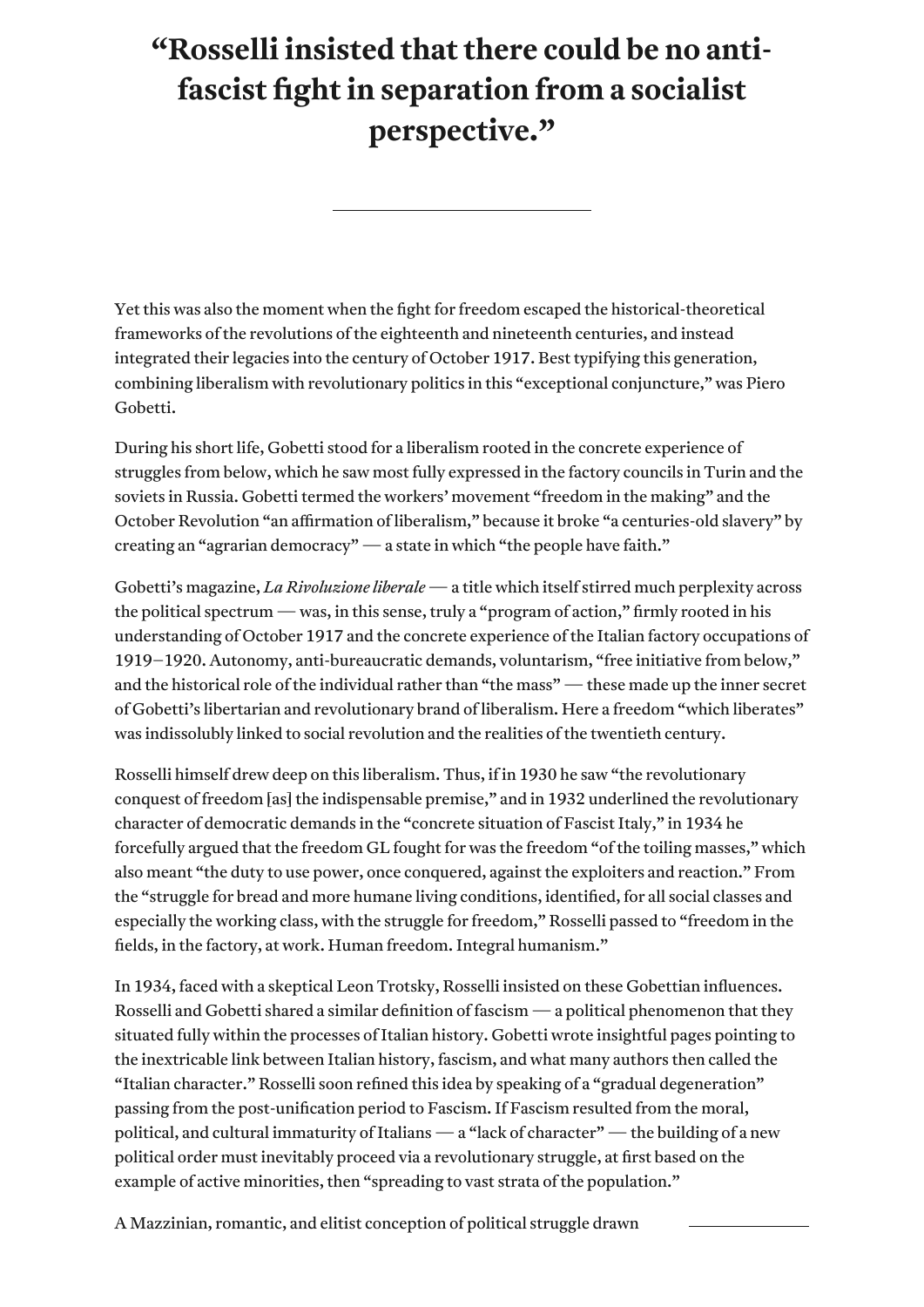> “Rosselli insisted that there could be no anti-fascist fight in separation from a socialist perspective.”

---

Yet this was also the moment when the fight for freedom escaped the historical-theoretical frameworks of the revolutions of the eighteenth and nineteenth centuries, and instead integrated their legacies into the century of October 1917. Best typifying this generation, combining liberalism with revolutionary politics in this “exceptional conjuncture,” was Piero Gobetti.

During his short life, Gobetti stood for a liberalism rooted in the concrete experience of struggles from below, which he saw most fully expressed in the factory councils in Turin and the soviets in Russia. Gobetti termed the workers’ movement “freedom in the making” and the October Revolution “an affirmation of liberalism,” because it broke “a centuries-old slavery” by creating an “agrarian democracy” — a state in which “the people have faith.”

Gobetti’s magazine, *La Rivoluzione liberale* — a title which itself stirred much perplexity across the political spectrum — was, in this sense, truly a “program of action,” firmly rooted in his understanding of October 1917 and the concrete experience of the Italian factory occupations of 1919–1920. Autonomy, anti-bureaucratic demands, voluntarism, “free initiative from below,” and the historical role of the individual rather than “the mass” — these made up the inner secret of Gobetti’s libertarian and revolutionary brand of liberalism. Here a freedom “which liberates” was indissolubly linked to social revolution and the realities of the twentieth century.

Rosselli himself drew deep on this liberalism. Thus, if in 1930 he saw “the revolutionary conquest of freedom [as] the indispensable premise,” and in 1932 underlined the revolutionary character of democratic demands in the “concrete situation of Fascist Italy,” in 1934 he forcefully argued that the freedom GL fought for was the freedom “of the toiling masses,” which also meant “the duty to use power, once conquered, against the exploiters and reaction.” From the “struggle for bread and more humane living conditions, identified, for all social classes and especially the working class, with the struggle for freedom,” Rosselli passed to “freedom in the fields, in the factory, at work. Human freedom. Integral humanism.”

In 1934, faced with a skeptical Leon Trotsky, Rosselli insisted on these Gobettian influences. Rosselli and Gobetti shared a similar definition of fascism — a political phenomenon that they situated fully within the processes of Italian history. Gobetti wrote insightful pages pointing to the inextricable link between Italian history, fascism, and what many authors then called the “Italian character.” Rosselli soon refined this idea by speaking of a “gradual degeneration” passing from the post-unification period to Fascism. If Fascism resulted from the moral, political, and cultural immaturity of Italians — a “lack of character” — the building of a new political order must inevitably proceed via a revolutionary struggle, at first based on the example of active minorities, then “spreading to vast strata of the population.”

A Mazzinian, romantic, and elitist conception of political struggle drawn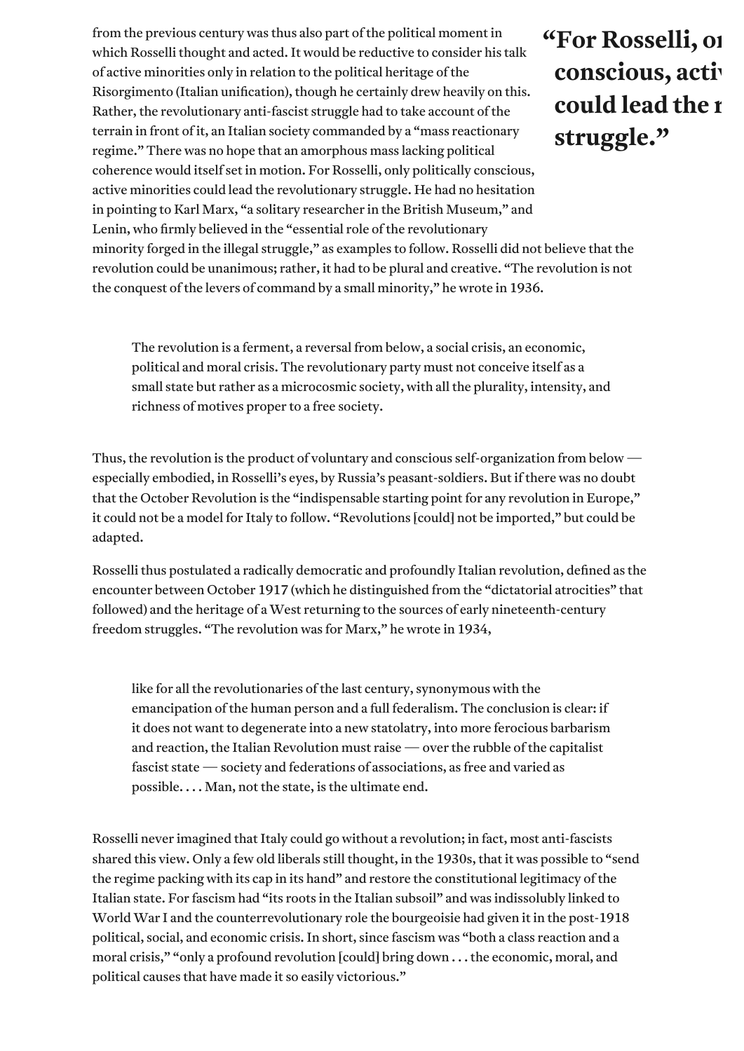from the previous century was thus also part of the political moment in which Rosselli thought and acted. It would be reductive to consider his talk of active minorities only in relation to the political heritage of the Risorgimento (Italian unification), though he certainly drew heavily on this. Rather, the revolutionary anti-fascist struggle had to take account of the terrain in front of it, an Italian society commanded by a "mass reactionary regime." There was no hope that an amorphous mass lacking political coherence would itself set in motion. For Rosselli, only politically conscious, active minorities could lead the revolutionary struggle. He had no hesitation in pointing to Karl Marx, "a solitary researcher in the British Museum," and Lenin, who firmly believed in the "essential role of the revolutionary minority forged in the illegal struggle," as examples to follow. Rosselli did not believe that the revolution could be unanimous; rather, it had to be plural and creative. "The revolution is not the conquest of the levers of command by a small minority," he wrote in 1936.

> The revolution is a ferment, a reversal from below, a social crisis, an economic, political and moral crisis. The revolutionary party must not conceive itself as a small state but rather as a microcosmic society, with all the plurality, intensity, and richness of motives proper to a free society.

Thus, the revolution is the product of voluntary and conscious self-organization from below — especially embodied, in Rosselli's eyes, by Russia's peasant-soldiers. But if there was no doubt that the October Revolution is the "indispensable starting point for any revolution in Europe," it could not be a model for Italy to follow. "Revolutions [could] not be imported," but could be adapted.

Rosselli thus postulated a radically democratic and profoundly Italian revolution, defined as the encounter between October 1917 (which he distinguished from the "dictatorial atrocities" that followed) and the heritage of a West returning to the sources of early nineteenth-century freedom struggles. "The revolution was for Marx," he wrote in 1934,

> like for all the revolutionaries of the last century, synonymous with the emancipation of the human person and a full federalism. The conclusion is clear: if it does not want to degenerate into a new statolatry, into more ferocious barbarism and reaction, the Italian Revolution must raise — over the rubble of the capitalist fascist state — society and federations of associations, as free and varied as possible. . . . Man, not the state, is the ultimate end.

Rosselli never imagined that Italy could go without a revolution; in fact, most anti-fascists shared this view. Only a few old liberals still thought, in the 1930s, that it was possible to "send the regime packing with its cap in its hand" and restore the constitutional legitimacy of the Italian state. For fascism had "its roots in the Italian subsoil" and was indissolubly linked to World War I and the counterrevolutionary role the bourgeoisie had given it in the post-1918 political, social, and economic crisis. In short, since fascism was "both a class reaction and a moral crisis," "only a profound revolution [could] bring down . . . the economic, moral, and political causes that have made it so easily victorious."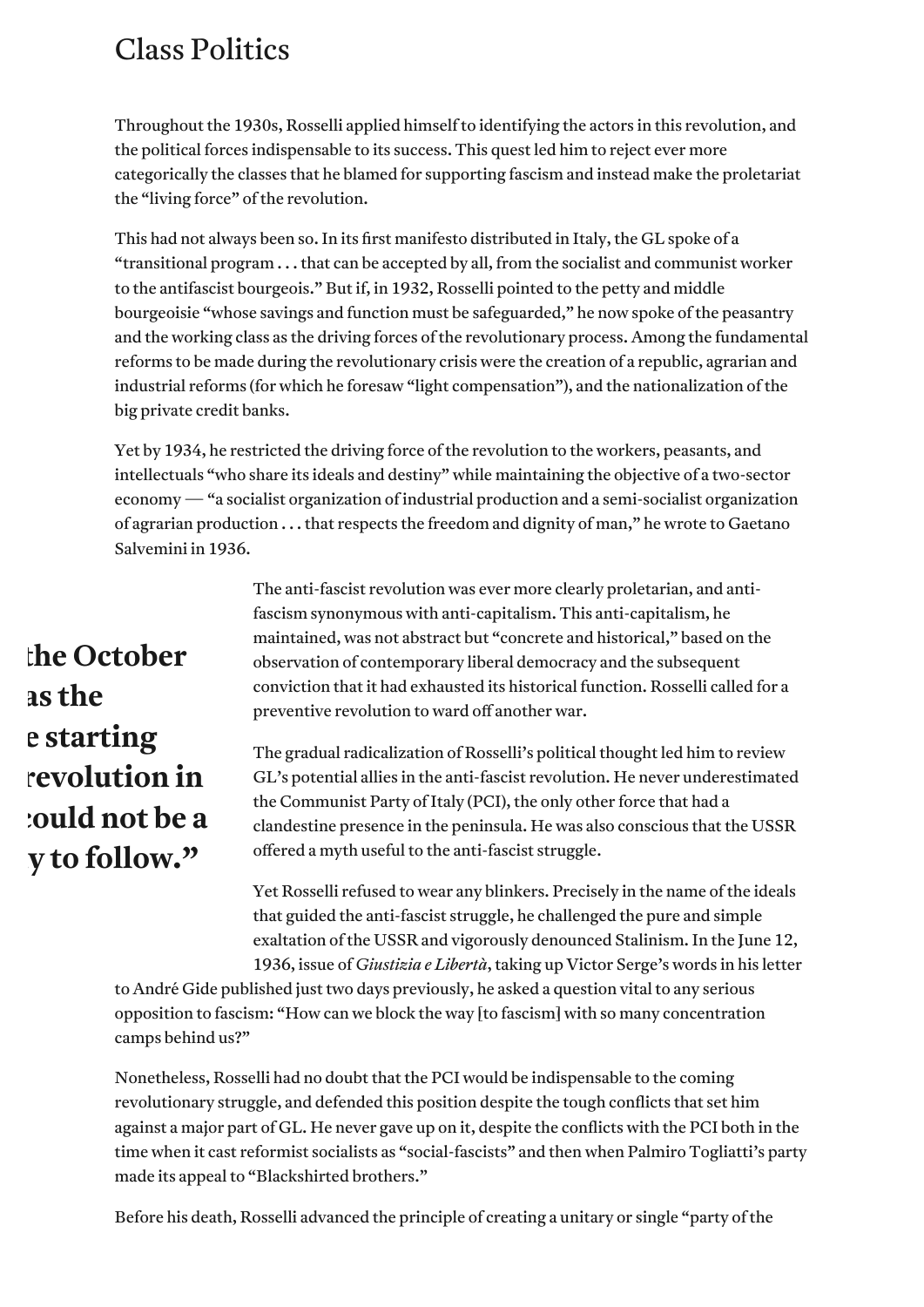## Class Politics

Throughout the 1930s, Rosselli applied himself to identifying the actors in this revolution, and the political forces indispensable to its success. This quest led him to reject ever more categorically the classes that he blamed for supporting fascism and instead make the proletariat the "living force" of the revolution.

This had not always been so. In its first manifesto distributed in Italy, the GL spoke of a "transitional program . . . that can be accepted by all, from the socialist and communist worker to the antifascist bourgeois." But if, in 1932, Rosselli pointed to the petty and middle bourgeoisie "whose savings and function must be safeguarded," he now spoke of the peasantry and the working class as the driving forces of the revolutionary process. Among the fundamental reforms to be made during the revolutionary crisis were the creation of a republic, agrarian and industrial reforms (for which he foresaw "light compensation"), and the nationalization of the big private credit banks.

Yet by 1934, he restricted the driving force of the revolution to the workers, peasants, and intellectuals "who share its ideals and destiny" while maintaining the objective of a two-sector economy — "a socialist organization of industrial production and a semi-socialist organization of agrarian production . . . that respects the freedom and dignity of man," he wrote to Gaetano Salvemini in 1936.

The anti-fascist revolution was ever more clearly proletarian, and anti-fascism synonymous with anti-capitalism. This anti-capitalism, he maintained, was not abstract but "concrete and historical," based on the observation of contemporary liberal democracy and the subsequent conviction that it had exhausted its historical function. Rosselli called for a preventive revolution to ward off another war.

The gradual radicalization of Rosselli's political thought led him to review GL's potential allies in the anti-fascist revolution. He never underestimated the Communist Party of Italy (PCI), the only other force that had a clandestine presence in the peninsula. He was also conscious that the USSR offered a myth useful to the anti-fascist struggle.

Yet Rosselli refused to wear any blinkers. Precisely in the name of the ideals that guided the anti-fascist struggle, he challenged the pure and simple exaltation of the USSR and vigorously denounced Stalinism. In the June 12, 1936, issue of *Giustizia e Libertà*, taking up Victor Serge's words in his letter to André Gide published just two days previously, he asked a question vital to any serious opposition to fascism: "How can we block the way [to fascism] with so many concentration camps behind us?"

Nonetheless, Rosselli had no doubt that the PCI would be indispensable to the coming revolutionary struggle, and defended this position despite the tough conflicts that set him against a major part of GL. He never gave up on it, despite the conflicts with the PCI both in the time when it cast reformist socialists as "social-fascists" and then when Palmiro Togliatti's party made its appeal to "Blackshirted brothers."

Before his death, Rosselli advanced the principle of creating a unitary or single "party of the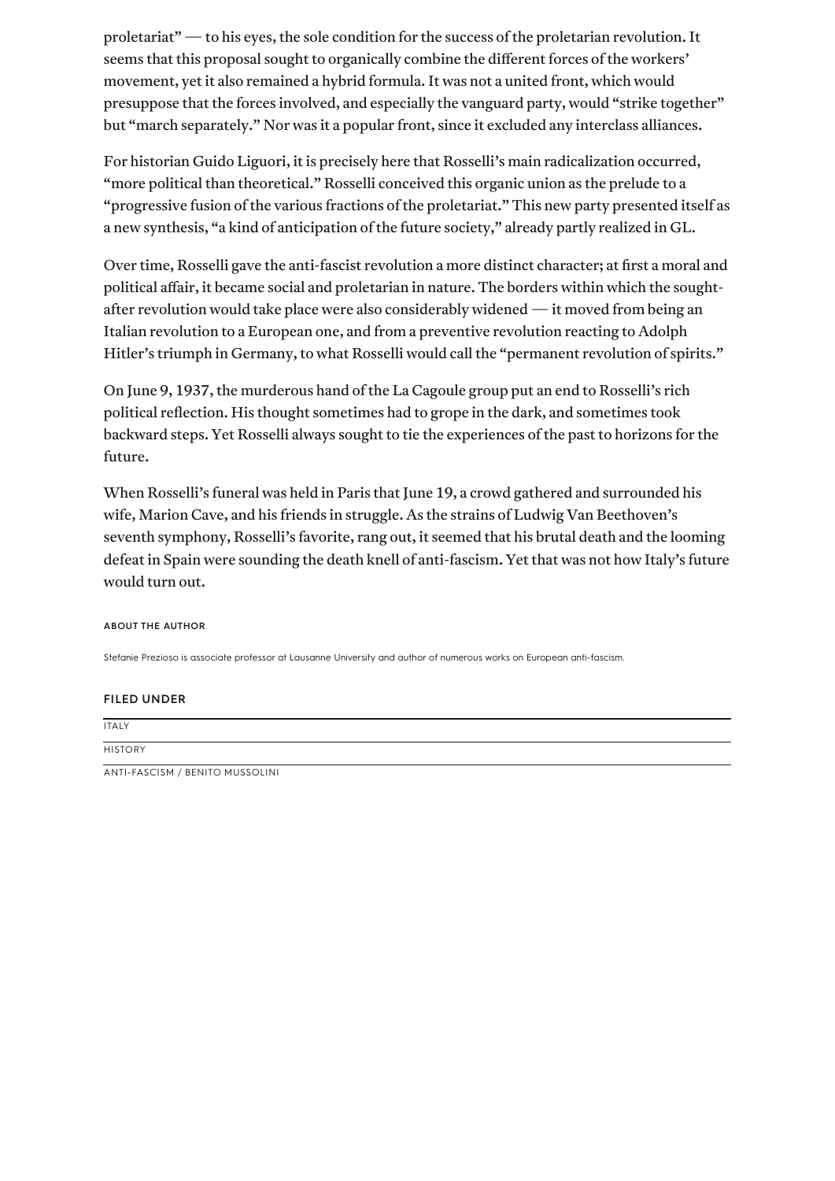proletariat" — to his eyes, the sole condition for the success of the proletarian revolution. It seems that this proposal sought to organically combine the different forces of the workers' movement, yet it also remained a hybrid formula. It was not a united front, which would presuppose that the forces involved, and especially the vanguard party, would "strike together" but "march separately." Nor was it a popular front, since it excluded any interclass alliances.

For historian Guido Liguori, it is precisely here that Rosselli's main radicalization occurred, "more political than theoretical." Rosselli conceived this organic union as the prelude to a "progressive fusion of the various fractions of the proletariat." This new party presented itself as a new synthesis, "a kind of anticipation of the future society," already partly realized in GL.

Over time, Rosselli gave the anti-fascist revolution a more distinct character; at first a moral and political affair, it became social and proletarian in nature. The borders within which the sought-after revolution would take place were also considerably widened — it moved from being an Italian revolution to a European one, and from a preventive revolution reacting to Adolph Hitler's triumph in Germany, to what Rosselli would call the "permanent revolution of spirits."

On June 9, 1937, the murderous hand of the La Cagoule group put an end to Rosselli's rich political reflection. His thought sometimes had to grope in the dark, and sometimes took backward steps. Yet Rosselli always sought to tie the experiences of the past to horizons for the future.

When Rosselli's funeral was held in Paris that June 19, a crowd gathered and surrounded his wife, Marion Cave, and his friends in struggle. As the strains of Ludwig Van Beethoven's seventh symphony, Rosselli's favorite, rang out, it seemed that his brutal death and the looming defeat in Spain were sounding the death knell of anti-fascism. Yet that was not how Italy's future would turn out.

#### ABOUT THE AUTHOR

Stefanie Prezioso is associate professor at Lausanne University and author of numerous works on European anti-fascism.

#### FILED UNDER

ITALY

HISTORY

ANTI-FASCISM / BENITO MUSSOLINI